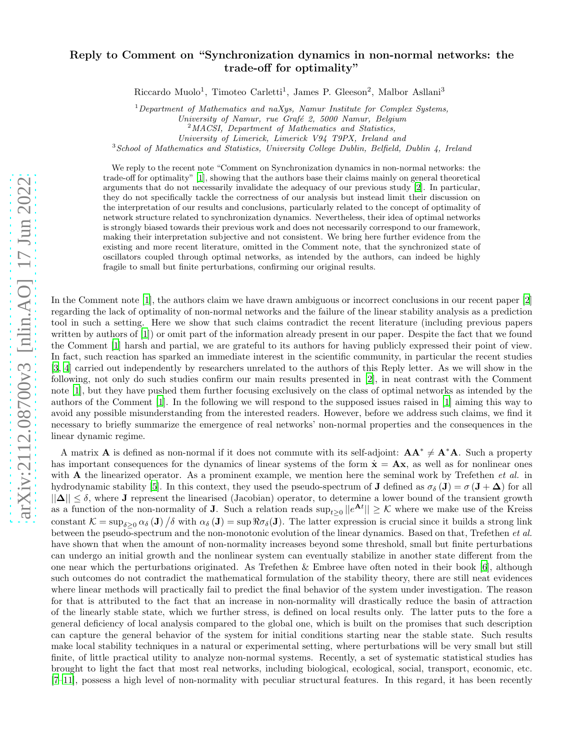# Reply to Comment on "Synchronization dynamics in non-normal networks: the trade-off for optimality"

Riccardo Muolo[1], Timoteo Carletti[1], James P. Gleeson[2], Malbor Asllani[3]

[1] *Department of Mathematics and naXys, Namur Institute for Complex Systems, University of Namur, rue Grafé 2, 5000 Namur, Belgium*
[2] *MACSI, Department of Mathematics and Statistics, University of Limerick, Limerick V94 T9PX, Ireland and*
[3] *School of Mathematics and Statistics, University College Dublin, Belfield, Dublin 4, Ireland*

We reply to the recent note "Comment on Synchronization dynamics in non-normal networks: the trade-off for optimality" [1], showing that the authors base their claims mainly on general theoretical arguments that do not necessarily invalidate the adequacy of our previous study [2]. In particular, they do not specifically tackle the correctness of our analysis but instead limit their discussion on the interpretation of our results and conclusions, particularly related to the concept of optimality of network structure related to synchronization dynamics. Nevertheless, their idea of optimal networks is strongly biased towards their previous work and does not necessarily correspond to our framework, making their interpretation subjective and not consistent. We bring here further evidence from the existing and more recent literature, omitted in the Comment note, that the synchronized state of oscillators coupled through optimal networks, as intended by the authors, can indeed be highly fragile to small but finite perturbations, confirming our original results.

In the Comment note [1], the authors claim we have drawn ambiguous or incorrect conclusions in our recent paper [2] regarding the lack of optimality of non-normal networks and the failure of the linear stability analysis as a prediction tool in such a setting. Here we show that such claims contradict the recent literature (including previous papers written by authors of [1]) or omit part of the information already present in our paper. Despite the fact that we found the Comment [1] harsh and partial, we are grateful to its authors for having publicly expressed their point of view. In fact, such reaction has sparked an immediate interest in the scientific community, in particular the recent studies [3, 4] carried out independently by researchers unrelated to the authors of this Reply letter. As we will show in the following, not only do such studies confirm our main results presented in [2], in neat contrast with the Comment note [1], but they have pushed them further focusing exclusively on the class of optimal networks as intended by the authors of the Comment [1]. In the following we will respond to the supposed issues raised in [1] aiming this way to avoid any possible misunderstanding from the interested readers. However, before we address such claims, we find it necessary to briefly summarize the emergence of real networks' non-normal properties and the consequences in the linear dynamic regime.

A matrix $\mathbf{A}$ is defined as non-normal if it does not commute with its self-adjoint: $\mathbf{A}\mathbf{A}^* \neq \mathbf{A}^*\mathbf{A}$. Such a property has important consequences for the dynamics of linear systems of the form $\dot{\mathbf{x}} = \mathbf{A}\mathbf{x}$, as well as for nonlinear ones with $\mathbf{A}$ the linearized operator. As a prominent example, we mention here the seminal work by Trefethen *et al.* in hydrodynamic stability [5]. In this context, they used the pseudo-spectrum of $\mathbf{J}$ defined as $\sigma_\delta(\mathbf{J}) = \sigma(\mathbf{J} + \mathbf{\Delta})$ for all $||\mathbf{\Delta}|| \leq \delta$, where $\mathbf{J}$ represent the linearised (Jacobian) operator, to determine a lower bound of the transient growth as a function of the non-normality of $\mathbf{J}$. Such a relation reads $\sup_{t\geq 0} ||e^{\mathbf{A}t}|| \geq \mathcal{K}$ where we make use of the Kreiss constant $\mathcal{K} = \sup_{\delta\geq 0} \alpha_\delta(\mathbf{J})/\delta$ with $\alpha_\delta(\mathbf{J}) = \sup \Re\sigma_\delta(\mathbf{J})$. The latter expression is crucial since it builds a strong link between the pseudo-spectrum and the non-monotonic evolution of the linear dynamics. Based on that, Trefethen *et al.* have shown that when the amount of non-normality increases beyond some threshold, small but finite perturbations can undergo an initial growth and the nonlinear system can eventually stabilize in another state different from the one near which the perturbations originated. As Trefethen & Embree have often noted in their book [6], although such outcomes do not contradict the mathematical formulation of the stability theory, there are still neat evidences where linear methods will practically fail to predict the final behavior of the system under investigation. The reason for that is attributed to the fact that an increase in non-normality will drastically reduce the basin of attraction of the linearly stable state, which we further stress, is defined on local results only. The latter puts to the fore a general deficiency of local analysis compared to the global one, which is built on the promises that such description can capture the general behavior of the system for initial conditions starting near the stable state. Such results make local stability techniques in a natural or experimental setting, where perturbations will be very small but still finite, of little practical utility to analyze non-normal systems. Recently, a set of systematic statistical studies has brought to light the fact that most real networks, including biological, ecological, social, transport, economic, etc. [7–11], possess a high level of non-normality with peculiar structural features. In this regard, it has been recently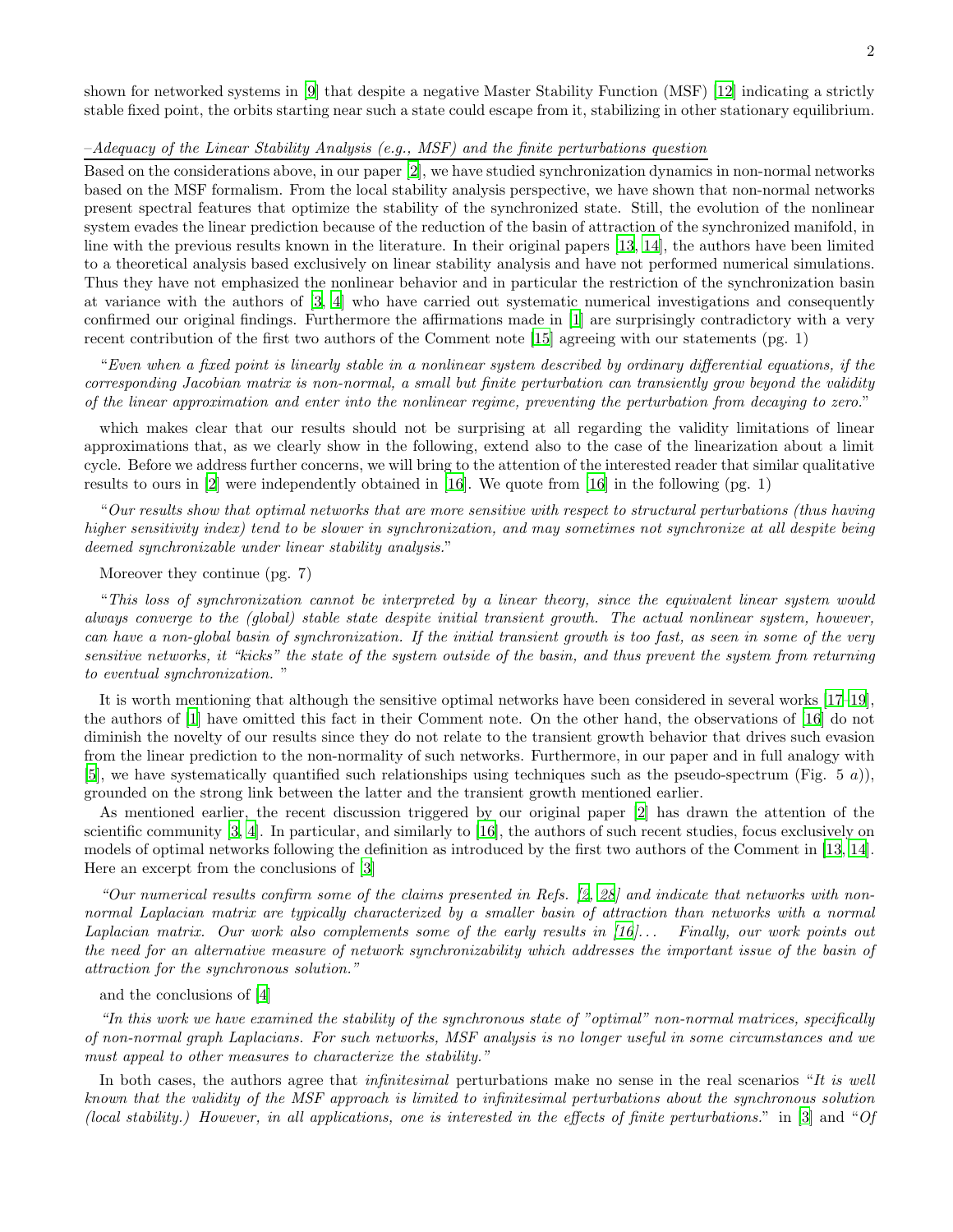shown for networked systems in [9] that despite a negative Master Stability Function (MSF) [12] indicating a strictly stable fixed point, the orbits starting near such a state could escape from it, stabilizing in other stationary equilibrium.

*–Adequacy of the Linear Stability Analysis (e.g., MSF) and the finite perturbations question*

Based on the considerations above, in our paper [2], we have studied synchronization dynamics in non-normal networks based on the MSF formalism. From the local stability analysis perspective, we have shown that non-normal networks present spectral features that optimize the stability of the synchronized state. Still, the evolution of the nonlinear system evades the linear prediction because of the reduction of the basin of attraction of the synchronized manifold, in line with the previous results known in the literature. In their original papers [13, 14], the authors have been limited to a theoretical analysis based exclusively on linear stability analysis and have not performed numerical simulations. Thus they have not emphasized the nonlinear behavior and in particular the restriction of the synchronization basin at variance with the authors of [3, 4] who have carried out systematic numerical investigations and consequently confirmed our original findings. Furthermore the affirmations made in [1] are surprisingly contradictory with a very recent contribution of the first two authors of the Comment note [15] agreeing with our statements (pg. 1)

"*Even when a fixed point is linearly stable in a nonlinear system described by ordinary differential equations, if the corresponding Jacobian matrix is non-normal, a small but finite perturbation can transiently grow beyond the validity of the linear approximation and enter into the nonlinear regime, preventing the perturbation from decaying to zero.*"

which makes clear that our results should not be surprising at all regarding the validity limitations of linear approximations that, as we clearly show in the following, extend also to the case of the linearization about a limit cycle. Before we address further concerns, we will bring to the attention of the interested reader that similar qualitative results to ours in [2] were independently obtained in [16]. We quote from [16] in the following (pg. 1)

"*Our results show that optimal networks that are more sensitive with respect to structural perturbations (thus having higher sensitivity index) tend to be slower in synchronization, and may sometimes not synchronize at all despite being deemed synchronizable under linear stability analysis.*"

Moreover they continue (pg. 7)

"*This loss of synchronization cannot be interpreted by a linear theory, since the equivalent linear system would always converge to the (global) stable state despite initial transient growth. The actual nonlinear system, however, can have a non-global basin of synchronization. If the initial transient growth is too fast, as seen in some of the very sensitive networks, it "kicks" the state of the system outside of the basin, and thus prevent the system from returning to eventual synchronization.* "

It is worth mentioning that although the sensitive optimal networks have been considered in several works [17–19], the authors of [1] have omitted this fact in their Comment note. On the other hand, the observations of [16] do not diminish the novelty of our results since they do not relate to the transient growth behavior that drives such evasion from the linear prediction to the non-normality of such networks. Furthermore, in our paper and in full analogy with [5], we have systematically quantified such relationships using techniques such as the pseudo-spectrum (Fig. 5 *a*)), grounded on the strong link between the latter and the transient growth mentioned earlier.

As mentioned earlier, the recent discussion triggered by our original paper [2] has drawn the attention of the scientific community [3, 4]. In particular, and similarly to [16], the authors of such recent studies, focus exclusively on models of optimal networks following the definition as introduced by the first two authors of the Comment in [13, 14]. Here an excerpt from the conclusions of [3]

*"Our numerical results confirm some of the claims presented in Refs. [2, 28] and indicate that networks with non-normal Laplacian matrix are typically characterized by a smaller basin of attraction than networks with a normal Laplacian matrix. Our work also complements some of the early results in [16]... Finally, our work points out the need for an alternative measure of network synchronizability which addresses the important issue of the basin of attraction for the synchronous solution."*

and the conclusions of [4]

*"In this work we have examined the stability of the synchronous state of "optimal" non-normal matrices, specifically of non-normal graph Laplacians. For such networks, MSF analysis is no longer useful in some circumstances and we must appeal to other measures to characterize the stability."*

In both cases, the authors agree that *infinitesimal* perturbations make no sense in the real scenarios "*It is well known that the validity of the MSF approach is limited to infinitesimal perturbations about the synchronous solution (local stability.) However, in all applications, one is interested in the effects of finite perturbations.*" in [3] and "*Of*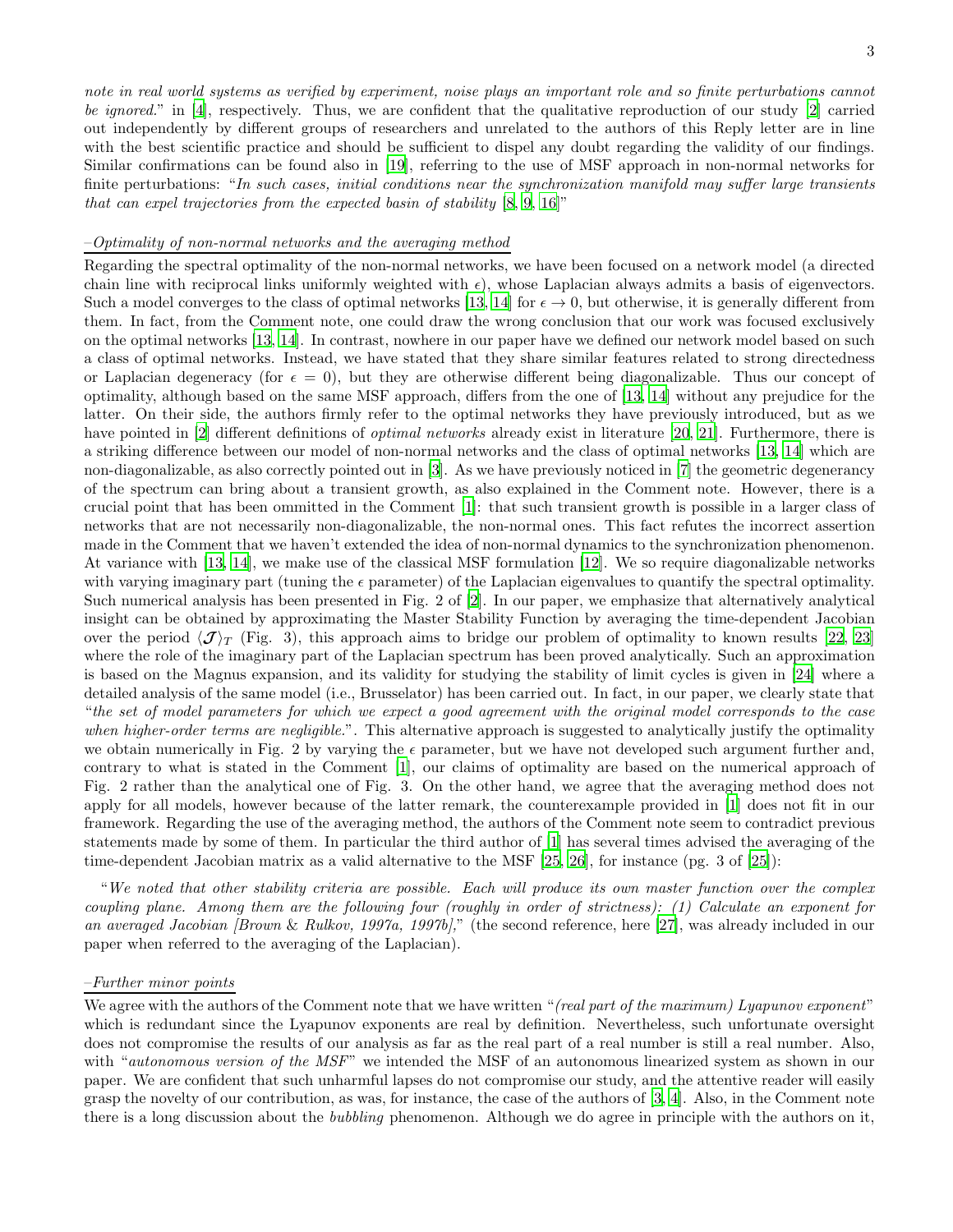*note in real world systems as verified by experiment, noise plays an important role and so finite perturbations cannot be ignored.*" in [4], respectively. Thus, we are confident that the qualitative reproduction of our study [2] carried out independently by different groups of researchers and unrelated to the authors of this Reply letter are in line with the best scientific practice and should be sufficient to dispel any doubt regarding the validity of our findings. Similar confirmations can be found also in [19], referring to the use of MSF approach in non-normal networks for finite perturbations: "*In such cases, initial conditions near the synchronization manifold may suffer large transients that can expel trajectories from the expected basin of stability* [8, 9, 16]"

*–Optimality of non-normal networks and the averaging method*

Regarding the spectral optimality of the non-normal networks, we have been focused on a network model (a directed chain line with reciprocal links uniformly weighted with $\epsilon$), whose Laplacian always admits a basis of eigenvectors. Such a model converges to the class of optimal networks [13, 14] for $\epsilon \to 0$, but otherwise, it is generally different from them. In fact, from the Comment note, one could draw the wrong conclusion that our work was focused exclusively on the optimal networks [13, 14]. In contrast, nowhere in our paper have we defined our network model based on such a class of optimal networks. Instead, we have stated that they share similar features related to strong directedness or Laplacian degeneracy (for $\epsilon = 0$), but they are otherwise different being diagonalizable. Thus our concept of optimality, although based on the same MSF approach, differs from the one of [13, 14] without any prejudice for the latter. On their side, the authors firmly refer to the optimal networks they have previously introduced, but as we have pointed in [2] different definitions of *optimal networks* already exist in literature [20, 21]. Furthermore, there is a striking difference between our model of non-normal networks and the class of optimal networks [13, 14] which are non-diagonalizable, as also correctly pointed out in [3]. As we have previously noticed in [7] the geometric degenerancy of the spectrum can bring about a transient growth, as also explained in the Comment note. However, there is a crucial point that has been ommitted in the Comment [1]: that such transient growth is possible in a larger class of networks that are not necessarily non-diagonalizable, the non-normal ones. This fact refutes the incorrect assertion made in the Comment that we haven't extended the idea of non-normal dynamics to the synchronization phenomenon. At variance with [13, 14], we make use of the classical MSF formulation [12]. We so require diagonalizable networks with varying imaginary part (tuning the $\epsilon$ parameter) of the Laplacian eigenvalues to quantify the spectral optimality. Such numerical analysis has been presented in Fig. 2 of [2]. In our paper, we emphasize that alternatively analytical insight can be obtained by approximating the Master Stability Function by averaging the time-dependent Jacobian over the period $\langle \boldsymbol{\mathcal{J}} \rangle_T$ (Fig. 3), this approach aims to bridge our problem of optimality to known results [22, 23] where the role of the imaginary part of the Laplacian spectrum has been proved analytically. Such an approximation is based on the Magnus expansion, and its validity for studying the stability of limit cycles is given in [24] where a detailed analysis of the same model (i.e., Brusselator) has been carried out. In fact, in our paper, we clearly state that "*the set of model parameters for which we expect a good agreement with the original model corresponds to the case when higher-order terms are negligible.*". This alternative approach is suggested to analytically justify the optimality we obtain numerically in Fig. 2 by varying the $\epsilon$ parameter, but we have not developed such argument further and, contrary to what is stated in the Comment [1], our claims of optimality are based on the numerical approach of Fig. 2 rather than the analytical one of Fig. 3. On the other hand, we agree that the averaging method does not apply for all models, however because of the latter remark, the counterexample provided in [1] does not fit in our framework. Regarding the use of the averaging method, the authors of the Comment note seem to contradict previous statements made by some of them. In particular the third author of [1] has several times advised the averaging of the time-dependent Jacobian matrix as a valid alternative to the MSF [25, 26], for instance (pg. 3 of [25]):

"*We noted that other stability criteria are possible. Each will produce its own master function over the complex coupling plane. Among them are the following four (roughly in order of strictness): (1) Calculate an exponent for an averaged Jacobian [Brown & Rulkov, 1997a, 1997b],*" (the second reference, here [27], was already included in our paper when referred to the averaging of the Laplacian).

*–Further minor points*

We agree with the authors of the Comment note that we have written "*(real part of the maximum) Lyapunov exponent*" which is redundant since the Lyapunov exponents are real by definition. Nevertheless, such unfortunate oversight does not compromise the results of our analysis as far as the real part of a real number is still a real number. Also, with "*autonomous version of the MSF*" we intended the MSF of an autonomous linearized system as shown in our paper. We are confident that such unharmful lapses do not compromise our study, and the attentive reader will easily grasp the novelty of our contribution, as was, for instance, the case of the authors of [3, 4]. Also, in the Comment note there is a long discussion about the *bubbling* phenomenon. Although we do agree in principle with the authors on it,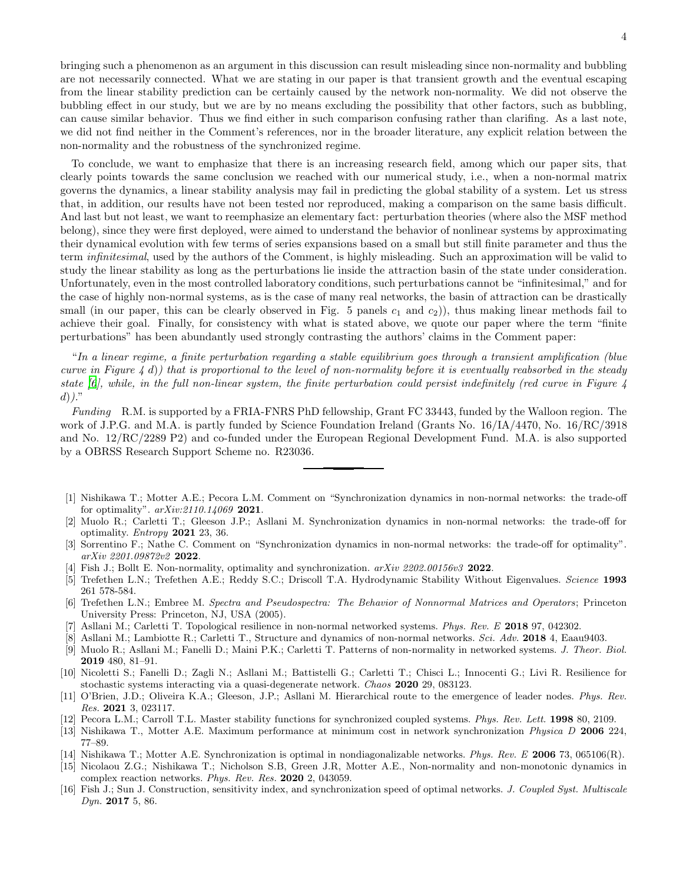bringing such a phenomenon as an argument in this discussion can result misleading since non-normality and bubbling are not necessarily connected. What we are stating in our paper is that transient growth and the eventual escaping from the linear stability prediction can be certainly caused by the network non-normality. We did not observe the bubbling effect in our study, but we are by no means excluding the possibility that other factors, such as bubbling, can cause similar behavior. Thus we find either in such comparison confusing rather than clarifing. As a last note, we did not find neither in the Comment's references, nor in the broader literature, any explicit relation between the non-normality and the robustness of the synchronized regime.

To conclude, we want to emphasize that there is an increasing research field, among which our paper sits, that clearly points towards the same conclusion we reached with our numerical study, i.e., when a non-normal matrix governs the dynamics, a linear stability analysis may fail in predicting the global stability of a system. Let us stress that, in addition, our results have not been tested nor reproduced, making a comparison on the same basis difficult. And last but not least, we want to reemphasize an elementary fact: perturbation theories (where also the MSF method belong), since they were first deployed, were aimed to understand the behavior of nonlinear systems by approximating their dynamical evolution with few terms of series expansions based on a small but still finite parameter and thus the term *infinitesimal*, used by the authors of the Comment, is highly misleading. Such an approximation will be valid to study the linear stability as long as the perturbations lie inside the attraction basin of the state under consideration. Unfortunately, even in the most controlled laboratory conditions, such perturbations cannot be "infinitesimal," and for the case of highly non-normal systems, as is the case of many real networks, the basin of attraction can be drastically small (in our paper, this can be clearly observed in Fig. 5 panels $c_1$ and $c_2$)), thus making linear methods fail to achieve their goal. Finally, for consistency with what is stated above, we quote our paper where the term "finite perturbations" has been abundantly used strongly contrasting the authors' claims in the Comment paper:

"*In a linear regime, a finite perturbation regarding a stable equilibrium goes through a transient amplification (blue curve in Figure 4 d)) that is proportional to the level of non-normality before it is eventually reabsorbed in the steady state [6], while, in the full non-linear system, the finite perturbation could persist indefinitely (red curve in Figure 4 d)).*"

*Funding* R.M. is supported by a FRIA-FNRS PhD fellowship, Grant FC 33443, funded by the Walloon region. The work of J.P.G. and M.A. is partly funded by Science Foundation Ireland (Grants No. 16/IA/4470, No. 16/RC/3918 and No. 12/RC/2289 P2) and co-funded under the European Regional Development Fund. M.A. is also supported by a OBRSS Research Support Scheme no. R23036.

---

[1] Nishikawa T.; Motter A.E.; Pecora L.M. Comment on "Synchronization dynamics in non-normal networks: the trade-off for optimality". *arXiv:2110.14069* **2021**.

[2] Muolo R.; Carletti T.; Gleeson J.P.; Asllani M. Synchronization dynamics in non-normal networks: the trade-off for optimality. *Entropy* **2021** 23, 36.

[3] Sorrentino F.; Nathe C. Comment on "Synchronization dynamics in non-normal networks: the trade-off for optimality". *arXiv 2201.09872v2* **2022**.

[4] Fish J.; Bollt E. Non-normality, optimality and synchronization. *arXiv 2202.00156v3* **2022**.

[5] Trefethen L.N.; Trefethen A.E.; Reddy S.C.; Driscoll T.A. Hydrodynamic Stability Without Eigenvalues. *Science* **1993** 261 578-584.

[6] Trefethen L.N.; Embree M. *Spectra and Pseudospectra: The Behavior of Nonnormal Matrices and Operators*; Princeton University Press: Princeton, NJ, USA (2005).

[7] Asllani M.; Carletti T. Topological resilience in non-normal networked systems. *Phys. Rev. E* **2018** 97, 042302.

[8] Asllani M.; Lambiotte R.; Carletti T., Structure and dynamics of non-normal networks. *Sci. Adv.* **2018** 4, Eaau9403.

[9] Muolo R.; Asllani M.; Fanelli D.; Maini P.K.; Carletti T. Patterns of non-normality in networked systems. *J. Theor. Biol.* **2019** 480, 81–91.

[10] Nicoletti S.; Fanelli D.; Zagli N.; Asllani M.; Battistelli G.; Carletti T.; Chisci L.; Innocenti G.; Livi R. Resilience for stochastic systems interacting via a quasi-degenerate network. *Chaos* **2020** 29, 083123.

[11] O'Brien, J.D.; Oliveira K.A.; Gleeson, J.P.; Asllani M. Hierarchical route to the emergence of leader nodes. *Phys. Rev. Res.* **2021** 3, 023117.

[12] Pecora L.M.; Carroll T.L. Master stability functions for synchronized coupled systems. *Phys. Rev. Lett.* **1998** 80, 2109.

[13] Nishikawa T., Motter A.E. Maximum performance at minimum cost in network synchronization *Physica D* **2006** 224, 77–89.

[14] Nishikawa T.; Motter A.E. Synchronization is optimal in nondiagonalizable networks. *Phys. Rev. E* **2006** 73, 065106(R).

[15] Nicolaou Z.G.; Nishikawa T.; Nicholson S.B, Green J.R, Motter A.E., Non-normality and non-monotonic dynamics in complex reaction networks. *Phys. Rev. Res.* **2020** 2, 043059.

[16] Fish J.; Sun J. Construction, sensitivity index, and synchronization speed of optimal networks. *J. Coupled Syst. Multiscale Dyn.* **2017** 5, 86.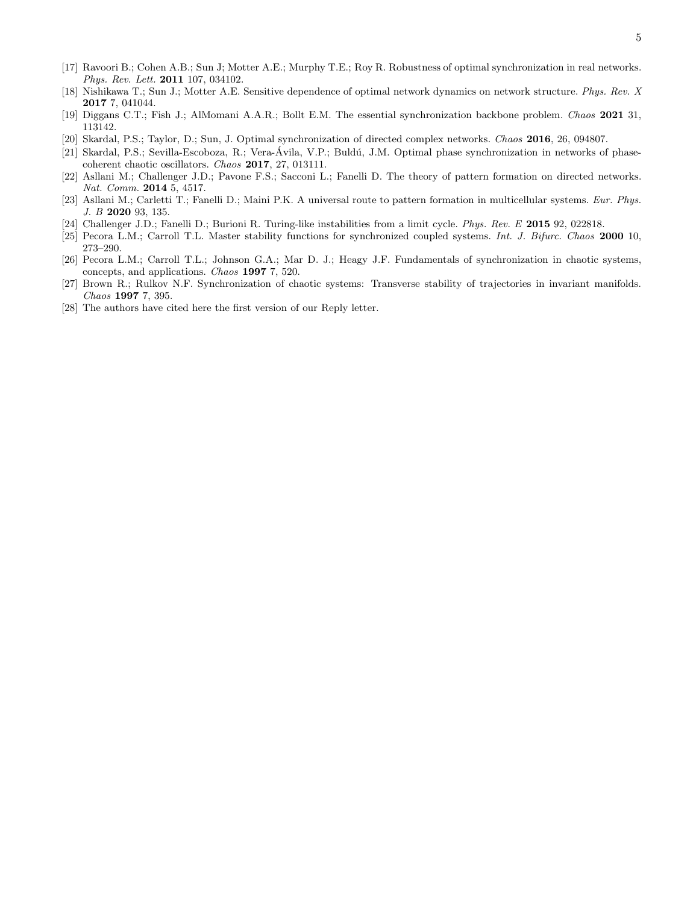[17] Ravoori B.; Cohen A.B.; Sun J; Motter A.E.; Murphy T.E.; Roy R. Robustness of optimal synchronization in real networks. *Phys. Rev. Lett.* **2011** 107, 034102.

[18] Nishikawa T.; Sun J.; Motter A.E. Sensitive dependence of optimal network dynamics on network structure. *Phys. Rev. X* **2017** 7, 041044.

[19] Diggans C.T.; Fish J.; AlMomani A.A.R.; Bollt E.M. The essential synchronization backbone problem. *Chaos* **2021** 31, 113142.

[20] Skardal, P.S.; Taylor, D.; Sun, J. Optimal synchronization of directed complex networks. *Chaos* **2016**, 26, 094807.

[21] Skardal, P.S.; Sevilla-Escoboza, R.; Vera-Ávila, V.P.; Buldú, J.M. Optimal phase synchronization in networks of phase-coherent chaotic oscillators. *Chaos* **2017**, 27, 013111.

[22] Asllani M.; Challenger J.D.; Pavone F.S.; Sacconi L.; Fanelli D. The theory of pattern formation on directed networks. *Nat. Comm.* **2014** 5, 4517.

[23] Asllani M.; Carletti T.; Fanelli D.; Maini P.K. A universal route to pattern formation in multicellular systems. *Eur. Phys. J. B* **2020** 93, 135.

[24] Challenger J.D.; Fanelli D.; Burioni R. Turing-like instabilities from a limit cycle. *Phys. Rev. E* **2015** 92, 022818.

[25] Pecora L.M.; Carroll T.L. Master stability functions for synchronized coupled systems. *Int. J. Bifurc. Chaos* **2000** 10, 273–290.

[26] Pecora L.M.; Carroll T.L.; Johnson G.A.; Mar D. J.; Heagy J.F. Fundamentals of synchronization in chaotic systems, concepts, and applications. *Chaos* **1997** 7, 520.

[27] Brown R.; Rulkov N.F. Synchronization of chaotic systems: Transverse stability of trajectories in invariant manifolds. *Chaos* **1997** 7, 395.

[28] The authors have cited here the first version of our Reply letter.